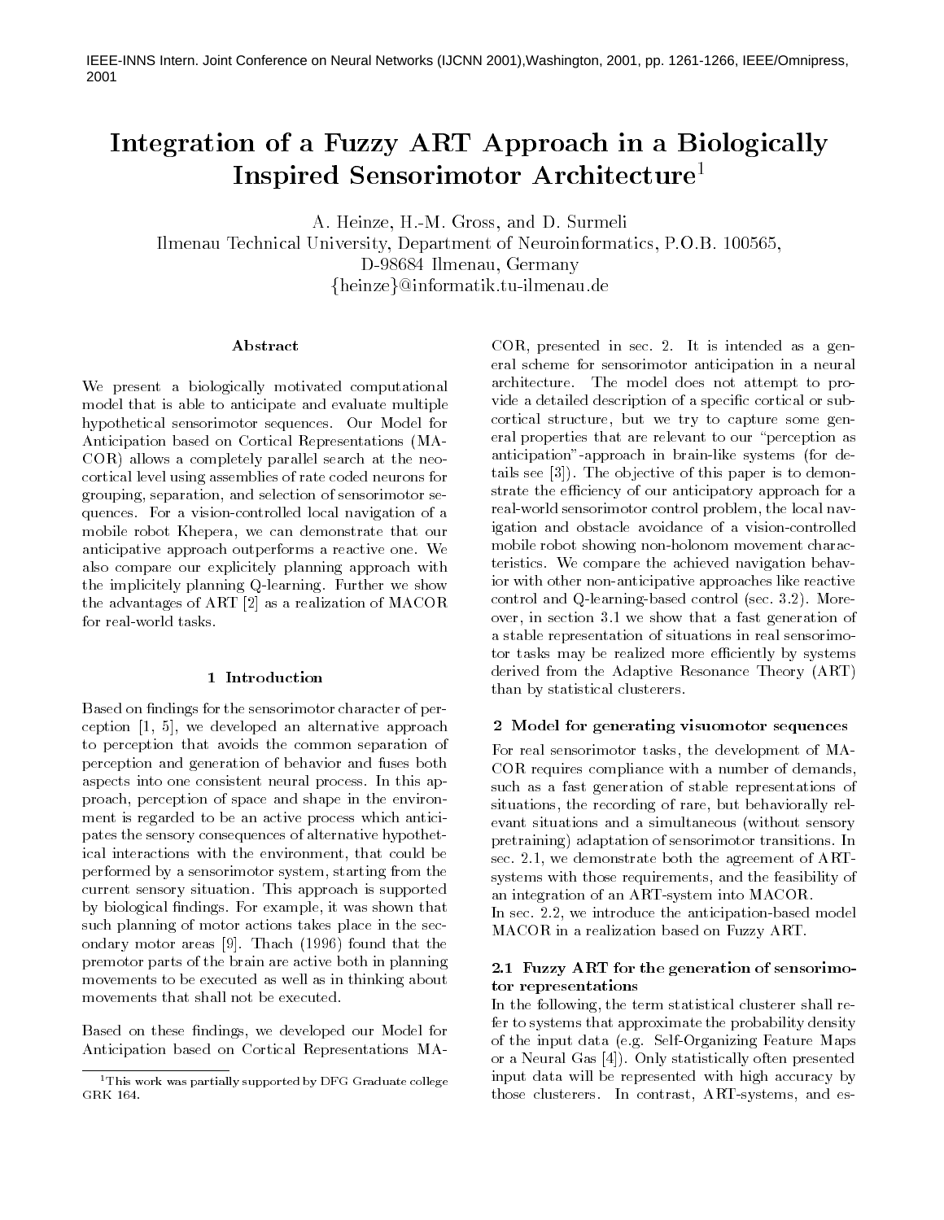IEEE-INNS Intern. Joint Conference on Neural Networks (IJCNN 2001),Washington, 2001, pp. 1261-1266, IEEE/Omnipress, 2001

# Integration of a Fuzzy ART Approach in a Biologically Inspired Sensorimotor Architecture[1]

A. Heinze, H.-M. Gross, and D. Surmeli
Ilmenau Technical University, Department of Neuroinformatics, P.O.B. 100565,
D-98684 Ilmenau, Germany
{heinze}@informatik.tu-ilmenau.de

## Abstract

We present a biologically motivated computational model that is able to anticipate and evaluate multiple hypothetical sensorimotor sequences. Our Model for Anticipation based on Cortical Representations (MACOR) allows a completely parallel search at the neocortical level using assemblies of rate coded neurons for grouping, separation, and selection of sensorimotor sequences. For a vision-controlled local navigation of a mobile robot Khepera, we can demonstrate that our anticipative approach outperforms a reactive one. We also compare our explicitely planning approach with the implicitely planning Q-learning. Further we show the advantages of ART [2] as a realization of MACOR for real-world tasks.

## 1 Introduction

Based on findings for the sensorimotor character of perception [1, 5], we developed an alternative approach to perception that avoids the common separation of perception and generation of behavior and fuses both aspects into one consistent neural process. In this approach, perception of space and shape in the environment is regarded to be an active process which anticipates the sensory consequences of alternative hypothetical interactions with the environment, that could be performed by a sensorimotor system, starting from the current sensory situation. This approach is supported by biological findings. For example, it was shown that such planning of motor actions takes place in the secondary motor areas [9]. Thach (1996) found that the premotor parts of the brain are active both in planning movements to be executed as well as in thinking about movements that shall not be executed.

Based on these findings, we developed our Model for Anticipation based on Cortical Representations MACOR, presented in sec. 2. It is intended as a general scheme for sensorimotor anticipation in a neural architecture. The model does not attempt to provide a detailed description of a specific cortical or subcortical structure, but we try to capture some general properties that are relevant to our "perception as anticipation"-approach in brain-like systems (for details see [3]). The objective of this paper is to demonstrate the efficiency of our anticipatory approach for a real-world sensorimotor control problem, the local navigation and obstacle avoidance of a vision-controlled mobile robot showing non-holonom movement characteristics. We compare the achieved navigation behavior with other non-anticipative approaches like reactive control and Q-learning-based control (sec. 3.2). Moreover, in section 3.1 we show that a fast generation of a stable representation of situations in real sensorimotor tasks may be realized more efficiently by systems derived from the Adaptive Resonance Theory (ART) than by statistical clusterers.

## 2 Model for generating visuomotor sequences

For real sensorimotor tasks, the development of MACOR requires compliance with a number of demands, such as a fast generation of stable representations of situations, the recording of rare, but behaviorally relevant situations and a simultaneous (without sensory pretraining) adaptation of sensorimotor transitions. In sec. 2.1, we demonstrate both the agreement of ART-systems with those requirements, and the feasibility of an integration of an ART-system into MACOR.
In sec. 2.2, we introduce the anticipation-based model MACOR in a realization based on Fuzzy ART.

### 2.1 Fuzzy ART for the generation of sensorimotor representations

In the following, the term statistical clusterer shall refer to systems that approximate the probability density of the input data (e.g. Self-Organizing Feature Maps or a Neural Gas [4]). Only statistically often presented input data will be represented with high accuracy by those clusterers. In contrast, ART-systems, and es-

[1]This work was partially supported by DFG Graduate college GRK 164.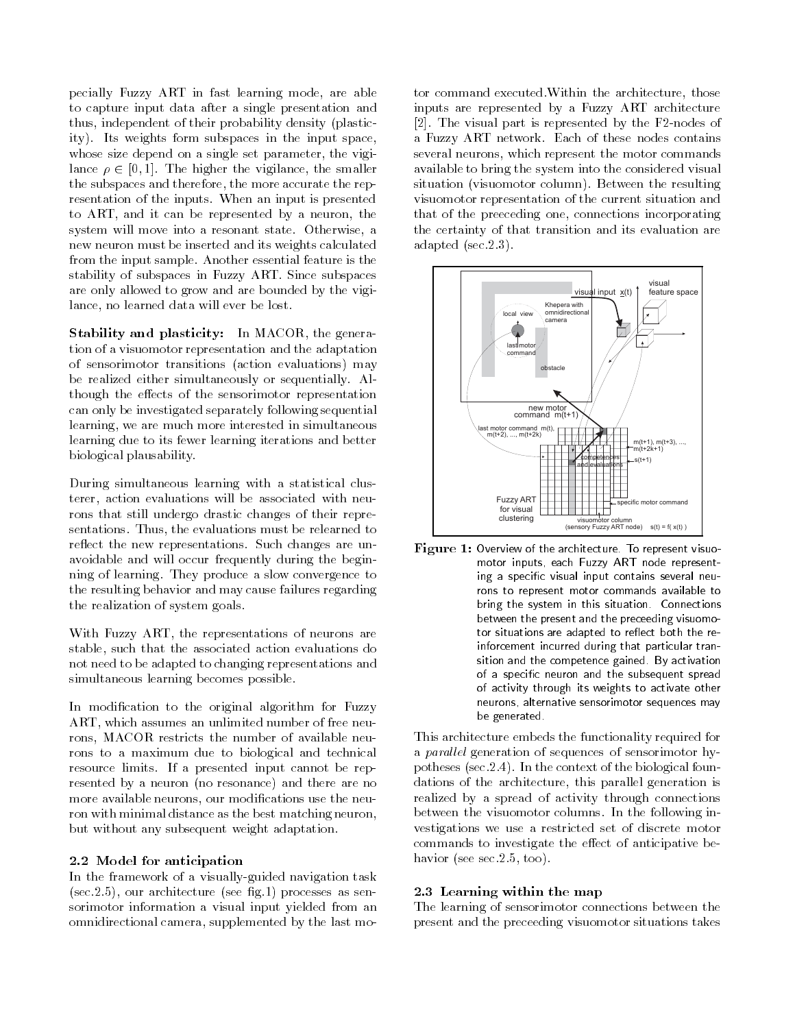pecially Fuzzy ART in fast learning mode, are able to capture input data after a single presentation and thus, independent of their probability density (plasticity). Its weights form subspaces in the input space, whose size depend on a single set parameter, the vigilance $\rho \in [0, 1]$. The higher the vigilance, the smaller the subspaces and therefore, the more accurate the representation of the inputs. When an input is presented to ART, and it can be represented by a neuron, the system will move into a resonant state. Otherwise, a new neuron must be inserted and its weights calculated from the input sample. Another essential feature is the stability of subspaces in Fuzzy ART. Since subspaces are only allowed to grow and are bounded by the vigilance, no learned data will ever be lost.

**Stability and plasticity:** In MACOR, the generation of a visuomotor representation and the adaptation of sensorimotor transitions (action evaluations) may be realized either simultaneously or sequentially. Although the effects of the sensorimotor representation can only be investigated separately following sequential learning, we are much more interested in simultaneous learning due to its fewer learning iterations and better biological plausability.

During simultaneous learning with a statistical clusterer, action evaluations will be associated with neurons that still undergo drastic changes of their representations. Thus, the evaluations must be relearned to reflect the new representations. Such changes are unavoidable and will occur frequently during the beginning of learning. They produce a slow convergence to the resulting behavior and may cause failures regarding the realization of system goals.

With Fuzzy ART, the representations of neurons are stable, such that the associated action evaluations do not need to be adapted to changing representations and simultaneous learning becomes possible.

In modification to the original algorithm for Fuzzy ART, which assumes an unlimited number of free neurons, MACOR restricts the number of available neurons to a maximum due to biological and technical resource limits. If a presented input cannot be represented by a neuron (no resonance) and there are no more available neurons, our modifications use the neuron with minimal distance as the best matching neuron, but without any subsequent weight adaptation.

### 2.2 Model for anticipation

In the framework of a visually-guided navigation task (sec.2.5), our architecture (see fig.1) processes as sensorimotor information a visual input yielded from an omnidirectional camera, supplemented by the last motor command executed.Within the architecture, those inputs are represented by a Fuzzy ART architecture [2]. The visual part is represented by the F2-nodes of a Fuzzy ART network. Each of these nodes contains several neurons, which represent the motor commands available to bring the system into the considered visual situation (visuomotor column). Between the resulting visuomotor representation of the current situation and that of the preceeding one, connections incorporating the certainty of that transition and its evaluation are adapted (sec.2.3).

**Figure 1:** Overview of the architecture. To represent visuomotor inputs, each Fuzzy ART node representing a specific visual input contains several neurons to represent motor commands available to bring the system in this situation. Connections between the present and the preceeding visuomotor situations are adapted to reflect both the reinforcement incurred during that particular transition and the competence gained. By activation of a specific neuron and the subsequent spread of activity through its weights to activate other neurons, alternative sensorimotor sequences may be generated.

This architecture embeds the functionality required for a *parallel* generation of sequences of sensorimotor hypotheses (sec.2.4). In the context of the biological foundations of the architecture, this parallel generation is realized by a spread of activity through connections between the visuomotor columns. In the following investigations we use a restricted set of discrete motor commands to investigate the effect of anticipative behavior (see sec.2.5, too).

### 2.3 Learning within the map

The learning of sensorimotor connections between the present and the preceeding visuomotor situations takes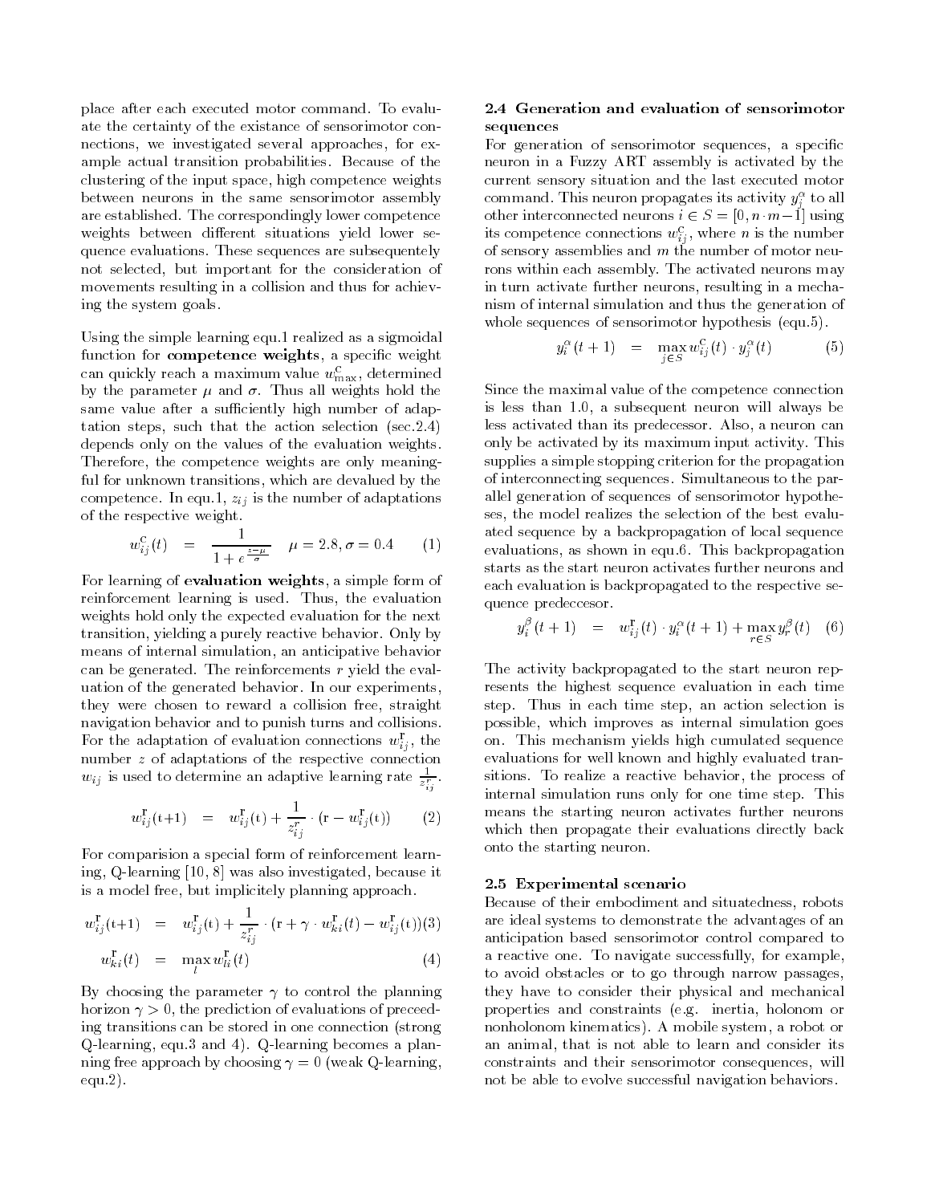place after each executed motor command. To evaluate the certainty of the existance of sensorimotor connections, we investigated several approaches, for example actual transition probabilities. Because of the clustering of the input space, high competence weights between neurons in the same sensorimotor assembly are established. The correspondingly lower competence weights between different situations yield lower sequence evaluations. These sequences are subsequentely not selected, but important for the consideration of movements resulting in a collision and thus for achieving the system goals.

Using the simple learning equ.1 realized as a sigmoidal function for **competence weights**, a specific weight can quickly reach a maximum value $w^{\mathrm{c}}_{\max}$, determined by the parameter $\mu$ and $\sigma$. Thus all weights hold the same value after a sufficiently high number of adaptation steps, such that the action selection (sec.2.4) depends only on the values of the evaluation weights. Therefore, the competence weights are only meaningful for unknown transitions, which are devalued by the competence. In equ.1, $z_{ij}$ is the number of adaptations of the respective weight.

$$w^{\mathrm{c}}_{ij}(t) \quad = \quad \frac{1}{1+e^{\frac{z-\mu}{\sigma}}} \quad \mu = 2.8, \sigma = 0.4 \qquad (1)$$

For learning of **evaluation weights**, a simple form of reinforcement learning is used. Thus, the evaluation weights hold only the expected evaluation for the next transition, yielding a purely reactive behavior. Only by means of internal simulation, an anticipative behavior can be generated. The reinforcements $r$ yield the evaluation of the generated behavior. In our experiments, they were chosen to reward a collision free, straight navigation behavior and to punish turns and collisions. For the adaptation of evaluation connections $w^{\mathrm{r}}_{ij}$, the number $z$ of adaptations of the respective connection $w_{ij}$ is used to determine an adaptive learning rate $\frac{1}{z^{r}_{ij}}$.

$$w^{\mathrm{r}}_{ij}(\mathrm{t}{+}1) \quad = \quad w^{\mathrm{r}}_{ij}(\mathrm{t}) + \frac{1}{z^{r}_{ij}} \cdot (\mathrm{r} - w^{\mathrm{r}}_{ij}(\mathrm{t})) \qquad (2)$$

For comparision a special form of reinforcement learning, Q-learning [10, 8] was also investigated, because it is a model free, but implicitely planning approach.

$$w^{\mathrm{r}}_{ij}(\mathrm{t}{+}1) \quad = \quad w^{\mathrm{r}}_{ij}(\mathrm{t}) + \frac{1}{z^{r}_{ij}} \cdot (\mathrm{r} + \gamma \cdot w^{\mathrm{r}}_{ki}(t) - w^{\mathrm{r}}_{ij}(\mathrm{t})) \qquad (3)$$

$$w^{\mathrm{r}}_{ki}(t) \quad = \quad \max_{l} w^{\mathrm{r}}_{li}(t) \qquad (4)$$

By choosing the parameter $\gamma$ to control the planning horizon $\gamma > 0$, the prediction of evaluations of preceeding transitions can be stored in one connection (strong Q-learning, equ.3 and 4). Q-learning becomes a planning free approach by choosing $\gamma = 0$ (weak Q-learning, equ.2).

### 2.4 Generation and evaluation of sensorimotor sequences

For generation of sensorimotor sequences, a specific neuron in a Fuzzy ART assembly is activated by the current sensory situation and the last executed motor command. This neuron propagates its activity $y^{\alpha}_{j}$ to all other interconnected neurons $i \in S = [0, n \cdot m - 1]$ using its competence connections $w^{\mathrm{c}}_{ij}$, where $n$ is the number of sensory assemblies and $m$ the number of motor neurons within each assembly. The activated neurons may in turn activate further neurons, resulting in a mechanism of internal simulation and thus the generation of whole sequences of sensorimotor hypothesis (equ.5).

$$y^{\alpha}_{i}(t+1) \quad = \quad \max_{j \in S} w^{\mathrm{c}}_{ij}(t) \cdot y^{\alpha}_{j}(t) \qquad (5)$$

Since the maximal value of the competence connection is less than 1.0, a subsequent neuron will always be less activated than its predecessor. Also, a neuron can only be activated by its maximum input activity. This supplies a simple stopping criterion for the propagation of interconnecting sequences. Simultaneous to the parallel generation of sequences of sensorimotor hypotheses, the model realizes the selection of the best evaluated sequence by a backpropagation of local sequence evaluations, as shown in equ.6. This backpropagation starts as the start neuron activates further neurons and each evaluation is backpropagated to the respective sequence predeccesor.

$$y^{\beta}_{i}(t+1) \quad = \quad w^{\mathrm{r}}_{ij}(t) \cdot y^{\alpha}_{i}(t+1) + \max_{r \in S} y^{\beta}_{r}(t) \qquad (6)$$

The activity backpropagated to the start neuron represents the highest sequence evaluation in each time step. Thus in each time step, an action selection is possible, which improves as internal simulation goes on. This mechanism yields high cumulated sequence evaluations for well known and highly evaluated transitions. To realize a reactive behavior, the process of internal simulation runs only for one time step. This means the starting neuron activates further neurons which then propagate their evaluations directly back onto the starting neuron.

### 2.5 Experimental scenario

Because of their embodiment and situatedness, robots are ideal systems to demonstrate the advantages of an anticipation based sensorimotor control compared to a reactive one. To navigate successfully, for example, to avoid obstacles or to go through narrow passages, they have to consider their physical and mechanical properties and constraints (e.g. inertia, holonom or nonholonom kinematics). A mobile system, a robot or an animal, that is not able to learn and consider its constraints and their sensorimotor consequences, will not be able to evolve successful navigation behaviors.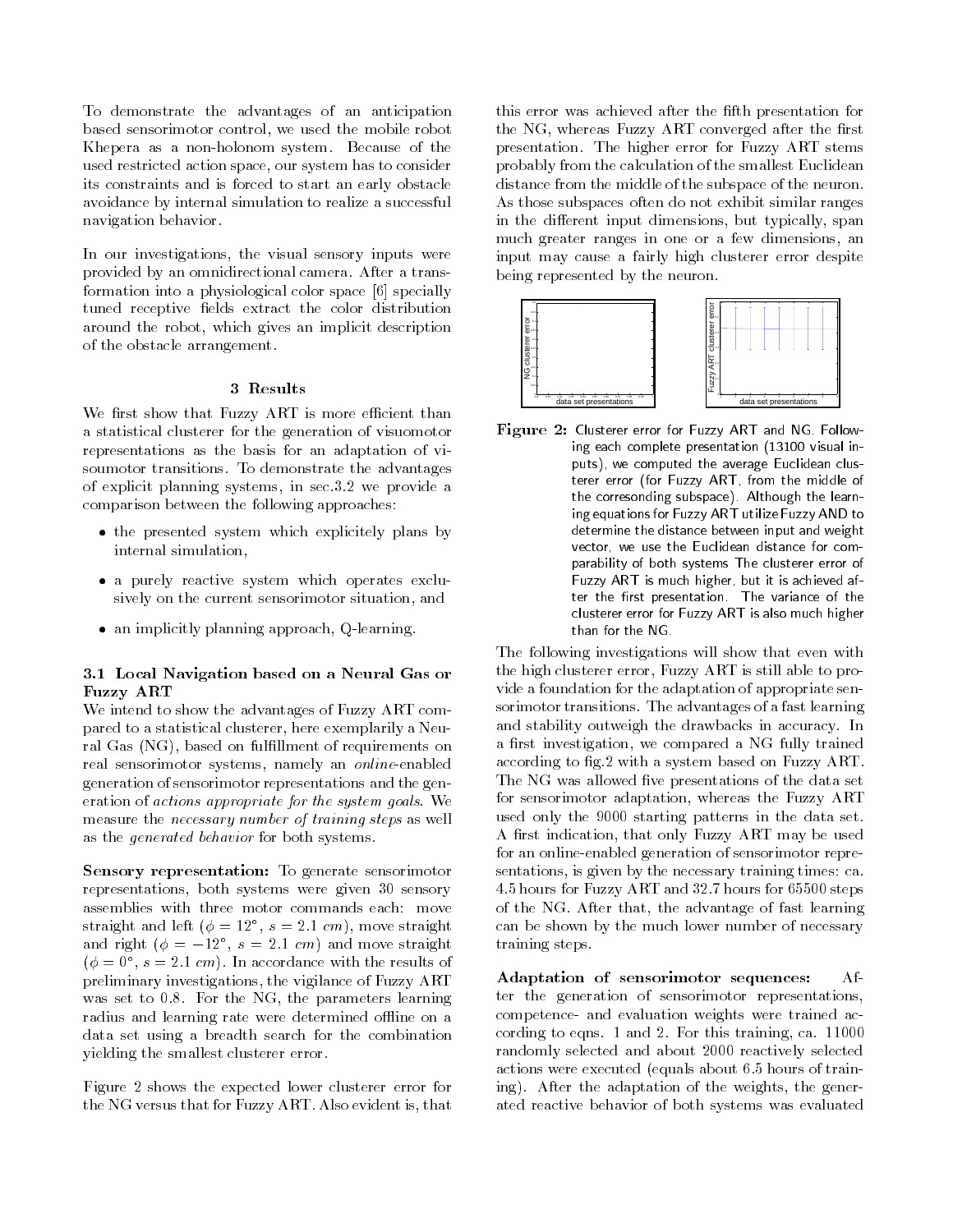To demonstrate the advantages of an anticipation based sensorimotor control, we used the mobile robot Khepera as a non-holonom system. Because of the used restricted action space, our system has to consider its constraints and is forced to start an early obstacle avoidance by internal simulation to realize a successful navigation behavior.

In our investigations, the visual sensory inputs were provided by an omnidirectional camera. After a transformation into a physiological color space [6] specially tuned receptive fields extract the color distribution around the robot, which gives an implicit description of the obstacle arrangement.

## 3 Results

We first show that Fuzzy ART is more efficient than a statistical clusterer for the generation of visuomotor representations as the basis for an adaptation of visoumotor transitions. To demonstrate the advantages of explicit planning systems, in sec.3.2 we provide a comparison between the following approaches:

- the presented system which explicitely plans by internal simulation,
- a purely reactive system which operates exclusively on the current sensorimotor situation, and
- an implicitly planning approach, Q-learning.

### 3.1 Local Navigation based on a Neural Gas or Fuzzy ART

We intend to show the advantages of Fuzzy ART compared to a statistical clusterer, here exemplarily a Neural Gas (NG), based on fulfillment of requirements on real sensorimotor systems, namely an *online*-enabled generation of sensorimotor representations and the generation of *actions appropriate for the system goals*. We measure the *necessary number of training steps* as well as the *generated behavior* for both systems.

**Sensory representation:** To generate sensorimotor representations, both systems were given 30 sensory assemblies with three motor commands each: move straight and left ($\phi = 12°$, $s = 2.1\ cm$), move straight and right ($\phi = -12°$, $s = 2.1\ cm$) and move straight ($\phi = 0°$, $s = 2.1\ cm$). In accordance with the results of preliminary investigations, the vigilance of Fuzzy ART was set to 0.8. For the NG, the parameters learning radius and learning rate were determined offline on a data set using a breadth search for the combination yielding the smallest clusterer error.

Figure 2 shows the expected lower clusterer error for the NG versus that for Fuzzy ART. Also evident is, that this error was achieved after the fifth presentation for the NG, whereas Fuzzy ART converged after the first presentation. The higher error for Fuzzy ART stems probably from the calculation of the smallest Euclidean distance from the middle of the subspace of the neuron. As those subspaces often do not exhibit similar ranges in the different input dimensions, but typically, span much greater ranges in one or a few dimensions, an input may cause a fairly high clusterer error despite being represented by the neuron.

**Figure 2:** Clusterer error for Fuzzy ART and NG. Following each complete presentation (13100 visual inputs), we computed the average Euclidean clusterer error (for Fuzzy ART, from the middle of the corresonding subspace). Although the learning equations for Fuzzy ART utilize Fuzzy AND to determine the distance between input and weight vector, we use the Euclidean distance for comparability of both systems The clusterer error of Fuzzy ART is much higher, but it is achieved after the first presentation. The variance of the clusterer error for Fuzzy ART is also much higher than for the NG.

The following investigations will show that even with the high clusterer error, Fuzzy ART is still able to provide a foundation for the adaptation of appropriate sensorimotor transitions. The advantages of a fast learning and stability outweigh the drawbacks in accuracy. In a first investigation, we compared a NG fully trained according to fig.2 with a system based on Fuzzy ART. The NG was allowed five presentations of the data set for sensorimotor adaptation, whereas the Fuzzy ART used only the 9000 starting patterns in the data set. A first indication, that only Fuzzy ART may be used for an online-enabled generation of sensorimotor representations, is given by the necessary training times: ca. 4.5 hours for Fuzzy ART and 32.7 hours for 65500 steps of the NG. After that, the advantage of fast learning can be shown by the much lower number of necessary training steps.

**Adaptation of sensorimotor sequences:** After the generation of sensorimotor representations, competence- and evaluation weights were trained according to eqns. 1 and 2. For this training, ca. 11000 randomly selected and about 2000 reactively selected actions were executed (equals about 6.5 hours of training). After the adaptation of the weights, the generated reactive behavior of both systems was evaluated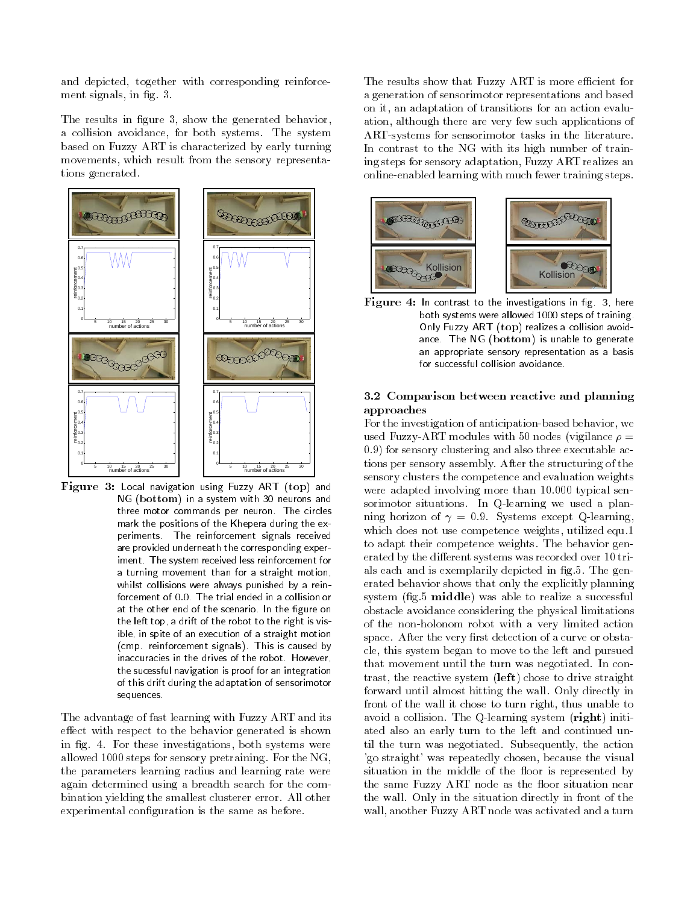and depicted, together with corresponding reinforcement signals, in fig. 3.

The results in figure 3, show the generated behavior, a collision avoidance, for both systems. The system based on Fuzzy ART is characterized by early turning movements, which result from the sensory representations generated.

**Figure 3:** Local navigation using Fuzzy ART (**top**) and NG (**bottom**) in a system with 30 neurons and three motor commands per neuron. The circles mark the positions of the Khepera during the experiments. The reinforcement signals received are provided underneath the corresponding experiment. The system received less reinforcement for a turning movement than for a straight motion, whilst collisions were always punished by a reinforcement of 0.0. The trial ended in a collision or at the other end of the scenario. In the figure on the left top, a drift of the robot to the right is visible, in spite of an execution of a straight motion (cmp. reinforcement signals). This is caused by inaccuracies in the drives of the robot. However, the sucessful navigation is proof for an integration of this drift during the adaptation of sensorimotor sequences.

The advantage of fast learning with Fuzzy ART and its effect with respect to the behavior generated is shown in fig. 4. For these investigations, both systems were allowed 1000 steps for sensory pretraining. For the NG, the parameters learning radius and learning rate were again determined using a breadth search for the combination yielding the smallest clusterer error. All other experimental configuration is the same as before.

The results show that Fuzzy ART is more efficient for a generation of sensorimotor representations and based on it, an adaptation of transitions for an action evaluation, although there are very few such applications of ART-systems for sensorimotor tasks in the literature. In contrast to the NG with its high number of training steps for sensory adaptation, Fuzzy ART realizes an online-enabled learning with much fewer training steps.

**Figure 4:** In contrast to the investigations in fig. 3, here both systems were allowed 1000 steps of training. Only Fuzzy ART (**top**) realizes a collision avoidance. The NG (**bottom**) is unable to generate an appropriate sensory representation as a basis for successful collision avoidance.

### 3.2 Comparison between reactive and planning approaches

For the investigation of anticipation-based behavior, we used Fuzzy-ART modules with 50 nodes (vigilance $\rho = 0.9$) for sensory clustering and also three executable actions per sensory assembly. After the structuring of the sensory clusters the competence and evaluation weights were adapted involving more than 10.000 typical sensorimotor situations. In Q-learning we used a planning horizon of $\gamma = 0.9$. Systems except Q-learning, which does not use competence weights, utilized equ.1 to adapt their competence weights. The behavior generated by the different systems was recorded over 10 trials each and is exemplarily depicted in fig.5. The generated behavior shows that only the explicitly planning system (fig.5 **middle**) was able to realize a successful obstacle avoidance considering the physical limitations of the non-holonom robot with a very limited action space. After the very first detection of a curve or obstacle, this system began to move to the left and pursued that movement until the turn was negotiated. In contrast, the reactive system (**left**) chose to drive straight forward until almost hitting the wall. Only directly in front of the wall it chose to turn right, thus unable to avoid a collision. The Q-learning system (**right**) initiated also an early turn to the left and continued until the turn was negotiated. Subsequently, the action 'go straight' was repeatedly chosen, because the visual situation in the middle of the floor is represented by the same Fuzzy ART node as the floor situation near the wall. Only in the situation directly in front of the wall, another Fuzzy ART node was activated and a turn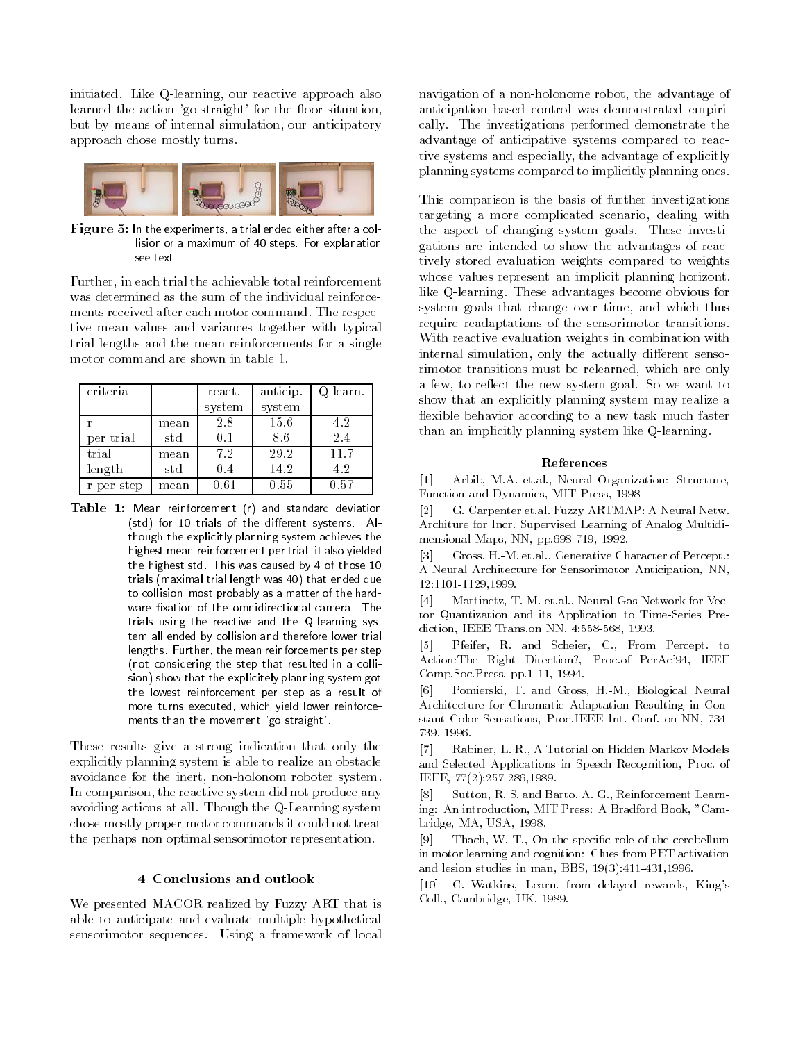initiated. Like Q-learning, our reactive approach also learned the action 'go straight' for the floor situation, but by means of internal simulation, our anticipatory approach chose mostly turns.

**Figure 5:** In the experiments, a trial ended either after a collision or a maximum of 40 steps. For explanation see text.

Further, in each trial the achievable total reinforcement was determined as the sum of the individual reinforcements received after each motor command. The respective mean values and variances together with typical trial lengths and the mean reinforcements for a single motor command are shown in table 1.

| criteria | | react. system | anticip. system | Q-learn. |
|---|---|---|---|---|
| r | mean | 2.8 | 15.6 | 4.2 |
| per trial | std | 0.1 | 8.6 | 2.4 |
| trial | mean | 7.2 | 29.2 | 11.7 |
| length | std | 0.4 | 14.2 | 4.2 |
| r per step | mean | 0.61 | 0.55 | 0.57 |

**Table 1:** Mean reinforcement (r) and standard deviation (std) for 10 trials of the different systems. Although the explicitly planning system achieves the highest mean reinforcement per trial, it also yielded the highest std. This was caused by 4 of those 10 trials (maximal trial length was 40) that ended due to collision, most probably as a matter of the hardware fixation of the omnidirectional camera. The trials using the reactive and the Q-learning system all ended by collision and therefore lower trial lengths. Further, the mean reinforcements per step (not considering the step that resulted in a collision) show that the explicitely planning system got the lowest reinforcement per step as a result of more turns executed, which yield lower reinforcements than the movement 'go straight'.

These results give a strong indication that only the explicitly planning system is able to realize an obstacle avoidance for the inert, non-holonom roboter system. In comparison, the reactive system did not produce any avoiding actions at all. Though the Q-Learning system chose mostly proper motor commands it could not treat the perhaps non optimal sensorimotor representation.

## 4 Conclusions and outlook

We presented MACOR realized by Fuzzy ART that is able to anticipate and evaluate multiple hypothetical sensorimotor sequences. Using a framework of local navigation of a non-holonome robot, the advantage of anticipation based control was demonstrated empirically. The investigations performed demonstrate the advantage of anticipative systems compared to reactive systems and especially, the advantage of explicitly planning systems compared to implicitly planning ones.

This comparison is the basis of further investigations targeting a more complicated scenario, dealing with the aspect of changing system goals. These investigations are intended to show the advantages of reactively stored evaluation weights compared to weights whose values represent an implicit planning horizont, like Q-learning. These advantages become obvious for system goals that change over time, and which thus require readaptations of the sensorimotor transitions. With reactive evaluation weights in combination with internal simulation, only the actually different sensorimotor transitions must be relearned, which are only a few, to reflect the new system goal. So we want to show that an explicitly planning system may realize a flexible behavior according to a new task much faster than an implicitly planning system like Q-learning.

## References

[1] Arbib, M.A. et.al., Neural Organization: Structure, Function and Dynamics, MIT Press, 1998

[2] G. Carpenter et.al. Fuzzy ARTMAP: A Neural Netw. Architure for Incr. Supervised Learning of Analog Multidimensional Maps, NN, pp.698-719, 1992.

[3] Gross, H.-M. et.al., Generative Character of Percept.: A Neural Architecture for Sensorimotor Anticipation, NN, 12:1101-1129,1999.

[4] Martinetz, T. M. et.al., Neural Gas Network for Vector Quantization and its Application to Time-Series Prediction, IEEE Trans.on NN, 4:558-568, 1993.

[5] Pfeifer, R. and Scheier, C., From Percept. to Action:The Right Direction?, Proc.of PerAc'94, IEEE Comp.Soc.Press, pp.1-11, 1994.

[6] Pomierski, T. and Gross, H.-M., Biological Neural Architecture for Chromatic Adaptation Resulting in Constant Color Sensations, Proc.IEEE Int. Conf. on NN, 734-739, 1996.

[7] Rabiner, L. R., A Tutorial on Hidden Markov Models and Selected Applications in Speech Recognition, Proc. of IEEE, 77(2):257-286,1989.

[8] Sutton, R. S. and Barto, A. G., Reinforcement Learning: An introduction, MIT Press: A Bradford Book, "Cambridge, MA, USA, 1998.

[9] Thach, W. T., On the specific role of the cerebellum in motor learning and cognition: Clues from PET activation and lesion studies in man, BBS, 19(3):411-431,1996.

[10] C. Watkins, Learn. from delayed rewards, King's Coll., Cambridge, UK, 1989.